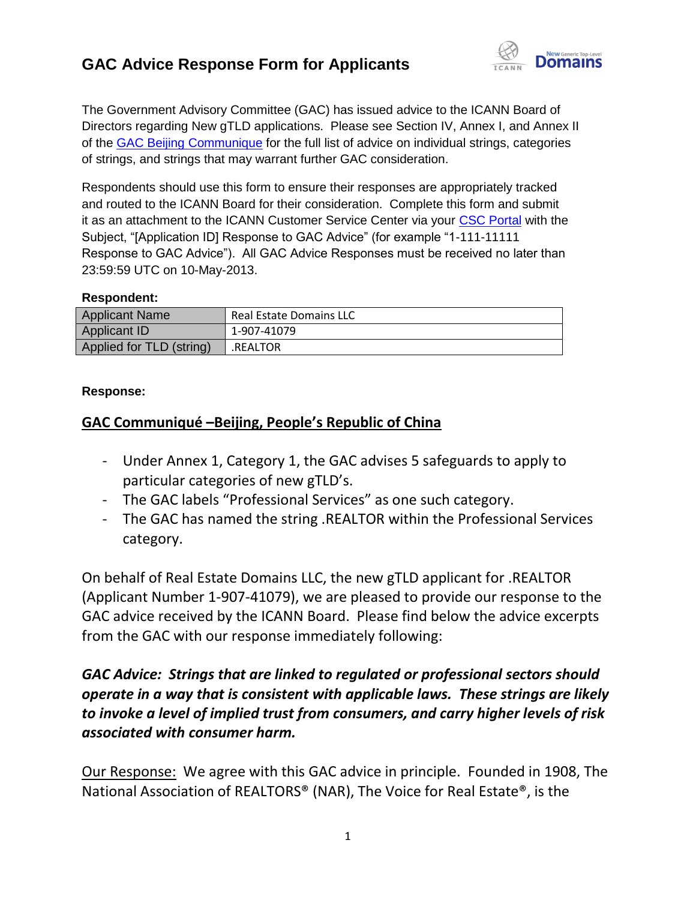# GAC Advice Response Form for Applicants

The Government Advisory Committee (GAC) has issued advice to the ICANN Board of Directors regarding New gTLD applications. Please see Section IV, Annex I, and Annex II of the [GAC Beijing Communique] for the full list of advice on individual strings, categories of strings, and strings that may warrant further GAC consideration.

Respondents should use this form to ensure their responses are appropriately tracked and routed to the ICANN Board for their consideration. Complete this form and submit it as an attachment to the ICANN Customer Service Center via your [CSC Portal] with the Subject, "[Application ID] Response to GAC Advice" (for example "1-111-11111 Response to GAC Advice"). All GAC Advice Responses must be received no later than 23:59:59 UTC on 10-May-2013.

**Respondent:**

| Applicant Name | Real Estate Domains LLC |
|---|---|
| Applicant ID | 1-907-41079 |
| Applied for TLD (string) | .REALTOR |

**Response:**

## GAC Communiqué –Beijing, People's Republic of China

- Under Annex 1, Category 1, the GAC advises 5 safeguards to apply to particular categories of new gTLD's.
- The GAC labels "Professional Services" as one such category.
- The GAC has named the string .REALTOR within the Professional Services category.

On behalf of Real Estate Domains LLC, the new gTLD applicant for .REALTOR (Applicant Number 1-907-41079), we are pleased to provide our response to the GAC advice received by the ICANN Board. Please find below the advice excerpts from the GAC with our response immediately following:

***GAC Advice: Strings that are linked to regulated or professional sectors should operate in a way that is consistent with applicable laws. These strings are likely to invoke a level of implied trust from consumers, and carry higher levels of risk associated with consumer harm.***

Our Response: We agree with this GAC advice in principle. Founded in 1908, The National Association of REALTORS® (NAR), The Voice for Real Estate®, is the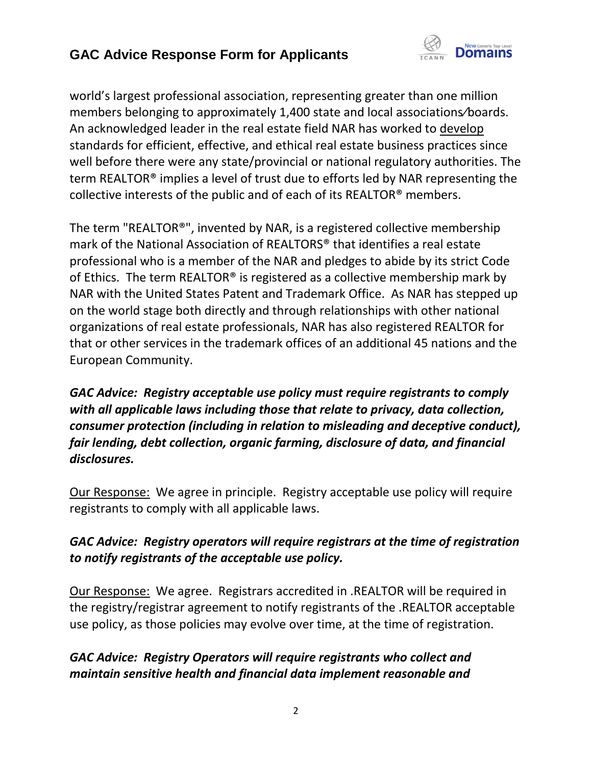world's largest professional association, representing greater than one million members belonging to approximately 1,400 state and local associations⁄boards. An acknowledged leader in the real estate field NAR has worked to develop standards for efficient, effective, and ethical real estate business practices since well before there were any state/provincial or national regulatory authorities. The term REALTOR® implies a level of trust due to efforts led by NAR representing the collective interests of the public and of each of its REALTOR® members.

The term "REALTOR®", invented by NAR, is a registered collective membership mark of the National Association of REALTORS® that identifies a real estate professional who is a member of the NAR and pledges to abide by its strict Code of Ethics. The term REALTOR® is registered as a collective membership mark by NAR with the United States Patent and Trademark Office. As NAR has stepped up on the world stage both directly and through relationships with other national organizations of real estate professionals, NAR has also registered REALTOR for that or other services in the trademark offices of an additional 45 nations and the European Community.

***GAC Advice: Registry acceptable use policy must require registrants to comply with all applicable laws including those that relate to privacy, data collection, consumer protection (including in relation to misleading and deceptive conduct), fair lending, debt collection, organic farming, disclosure of data, and financial disclosures.***

Our Response: We agree in principle. Registry acceptable use policy will require registrants to comply with all applicable laws.

***GAC Advice: Registry operators will require registrars at the time of registration to notify registrants of the acceptable use policy.***

Our Response: We agree. Registrars accredited in .REALTOR will be required in the registry/registrar agreement to notify registrants of the .REALTOR acceptable use policy, as those policies may evolve over time, at the time of registration.

***GAC Advice: Registry Operators will require registrants who collect and maintain sensitive health and financial data implement reasonable and***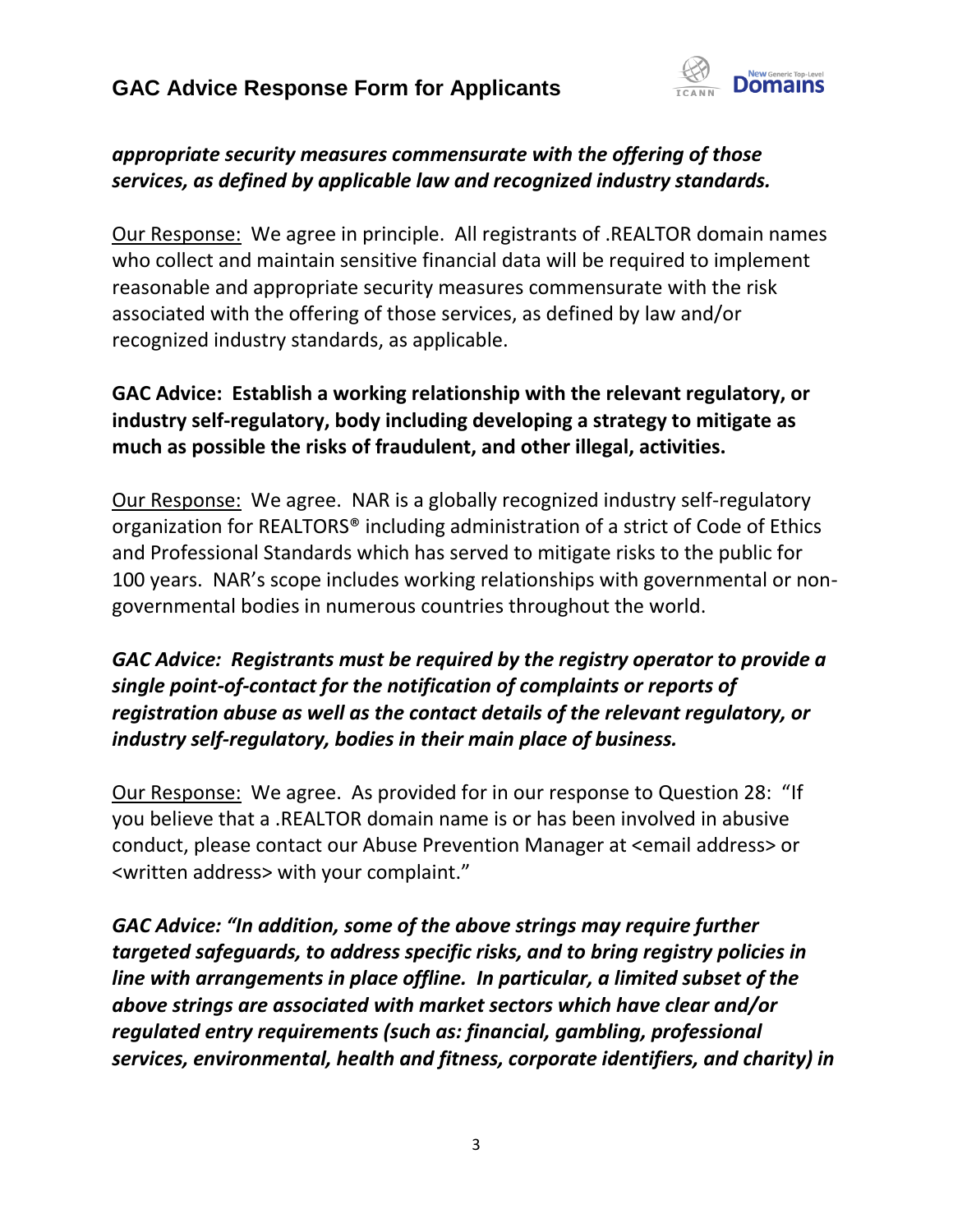***appropriate security measures commensurate with the offering of those services, as defined by applicable law and recognized industry standards.***

Our Response: We agree in principle. All registrants of .REALTOR domain names who collect and maintain sensitive financial data will be required to implement reasonable and appropriate security measures commensurate with the risk associated with the offering of those services, as defined by law and/or recognized industry standards, as applicable.

**GAC Advice: Establish a working relationship with the relevant regulatory, or industry self-regulatory, body including developing a strategy to mitigate as much as possible the risks of fraudulent, and other illegal, activities.**

Our Response: We agree. NAR is a globally recognized industry self-regulatory organization for REALTORS® including administration of a strict of Code of Ethics and Professional Standards which has served to mitigate risks to the public for 100 years. NAR's scope includes working relationships with governmental or non-governmental bodies in numerous countries throughout the world.

***GAC Advice: Registrants must be required by the registry operator to provide a single point-of-contact for the notification of complaints or reports of registration abuse as well as the contact details of the relevant regulatory, or industry self-regulatory, bodies in their main place of business.***

Our Response: We agree. As provided for in our response to Question 28: "If you believe that a .REALTOR domain name is or has been involved in abusive conduct, please contact our Abuse Prevention Manager at <email address> or <written address> with your complaint."

***GAC Advice: "In addition, some of the above strings may require further targeted safeguards, to address specific risks, and to bring registry policies in line with arrangements in place offline. In particular, a limited subset of the above strings are associated with market sectors which have clear and/or regulated entry requirements (such as: financial, gambling, professional services, environmental, health and fitness, corporate identifiers, and charity) in***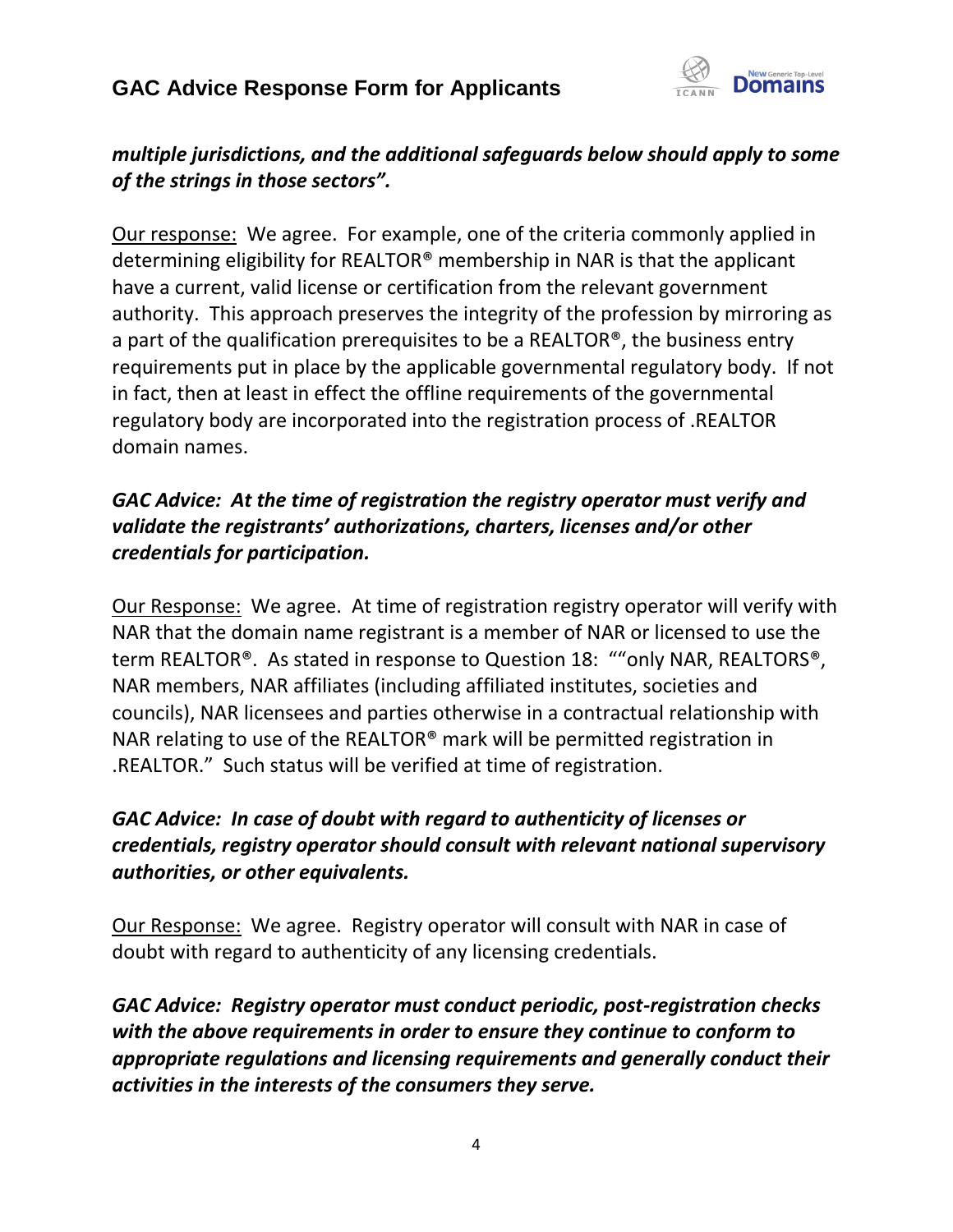***multiple jurisdictions, and the additional safeguards below should apply to some of the strings in those sectors".***

Our response: We agree. For example, one of the criteria commonly applied in determining eligibility for REALTOR® membership in NAR is that the applicant have a current, valid license or certification from the relevant government authority. This approach preserves the integrity of the profession by mirroring as a part of the qualification prerequisites to be a REALTOR®, the business entry requirements put in place by the applicable governmental regulatory body. If not in fact, then at least in effect the offline requirements of the governmental regulatory body are incorporated into the registration process of .REALTOR domain names.

***GAC Advice: At the time of registration the registry operator must verify and validate the registrants' authorizations, charters, licenses and/or other credentials for participation.***

Our Response: We agree. At time of registration registry operator will verify with NAR that the domain name registrant is a member of NAR or licensed to use the term REALTOR®. As stated in response to Question 18: ""only NAR, REALTORS®, NAR members, NAR affiliates (including affiliated institutes, societies and councils), NAR licensees and parties otherwise in a contractual relationship with NAR relating to use of the REALTOR® mark will be permitted registration in .REALTOR." Such status will be verified at time of registration.

***GAC Advice: In case of doubt with regard to authenticity of licenses or credentials, registry operator should consult with relevant national supervisory authorities, or other equivalents.***

Our Response: We agree. Registry operator will consult with NAR in case of doubt with regard to authenticity of any licensing credentials.

***GAC Advice: Registry operator must conduct periodic, post-registration checks with the above requirements in order to ensure they continue to conform to appropriate regulations and licensing requirements and generally conduct their activities in the interests of the consumers they serve.***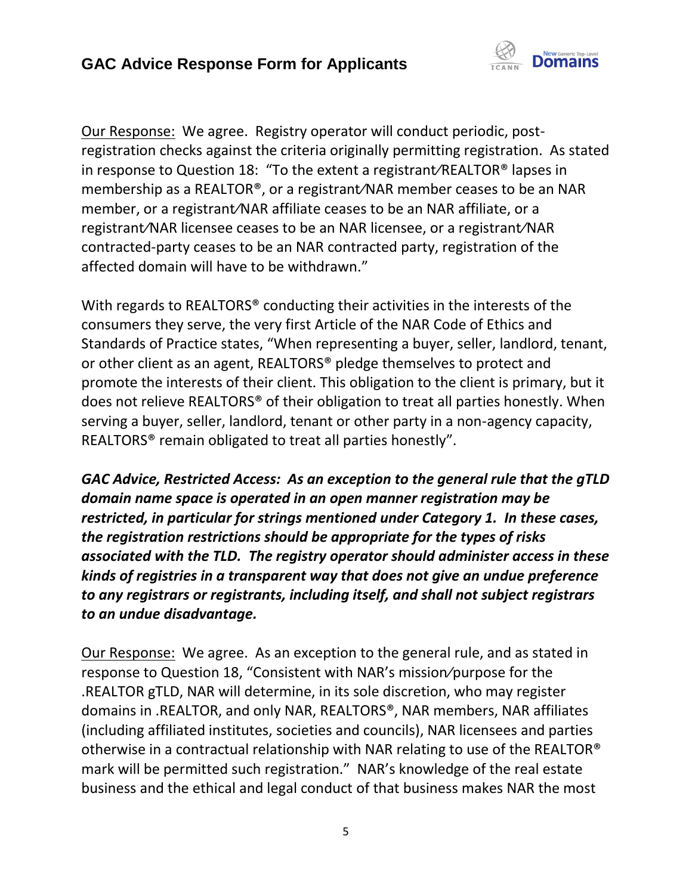Our Response: We agree. Registry operator will conduct periodic, post-registration checks against the criteria originally permitting registration. As stated in response to Question 18: "To the extent a registrant⁄REALTOR® lapses in membership as a REALTOR®, or a registrant⁄NAR member ceases to be an NAR member, or a registrant⁄NAR affiliate ceases to be an NAR affiliate, or a registrant⁄NAR licensee ceases to be an NAR licensee, or a registrant⁄NAR contracted-party ceases to be an NAR contracted party, registration of the affected domain will have to be withdrawn."

With regards to REALTORS® conducting their activities in the interests of the consumers they serve, the very first Article of the NAR Code of Ethics and Standards of Practice states, "When representing a buyer, seller, landlord, tenant, or other client as an agent, REALTORS® pledge themselves to protect and promote the interests of their client. This obligation to the client is primary, but it does not relieve REALTORS® of their obligation to treat all parties honestly. When serving a buyer, seller, landlord, tenant or other party in a non-agency capacity, REALTORS® remain obligated to treat all parties honestly".

***GAC Advice, Restricted Access: As an exception to the general rule that the gTLD domain name space is operated in an open manner registration may be restricted, in particular for strings mentioned under Category 1. In these cases, the registration restrictions should be appropriate for the types of risks associated with the TLD. The registry operator should administer access in these kinds of registries in a transparent way that does not give an undue preference to any registrars or registrants, including itself, and shall not subject registrars to an undue disadvantage.***

Our Response: We agree. As an exception to the general rule, and as stated in response to Question 18, "Consistent with NAR's mission⁄purpose for the .REALTOR gTLD, NAR will determine, in its sole discretion, who may register domains in .REALTOR, and only NAR, REALTORS®, NAR members, NAR affiliates (including affiliated institutes, societies and councils), NAR licensees and parties otherwise in a contractual relationship with NAR relating to use of the REALTOR® mark will be permitted such registration." NAR's knowledge of the real estate business and the ethical and legal conduct of that business makes NAR the most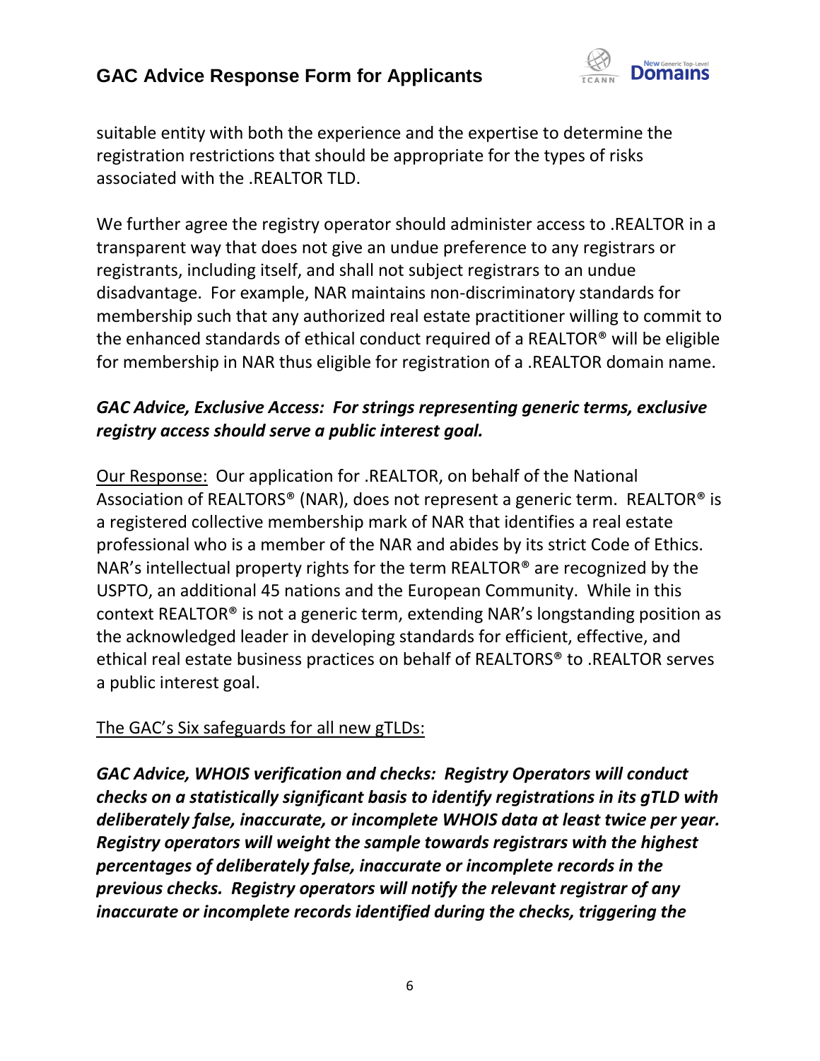suitable entity with both the experience and the expertise to determine the registration restrictions that should be appropriate for the types of risks associated with the .REALTOR TLD.

We further agree the registry operator should administer access to .REALTOR in a transparent way that does not give an undue preference to any registrars or registrants, including itself, and shall not subject registrars to an undue disadvantage. For example, NAR maintains non-discriminatory standards for membership such that any authorized real estate practitioner willing to commit to the enhanced standards of ethical conduct required of a REALTOR® will be eligible for membership in NAR thus eligible for registration of a .REALTOR domain name.

***GAC Advice, Exclusive Access: For strings representing generic terms, exclusive registry access should serve a public interest goal.***

<u>Our Response:</u> Our application for .REALTOR, on behalf of the National Association of REALTORS® (NAR), does not represent a generic term. REALTOR® is a registered collective membership mark of NAR that identifies a real estate professional who is a member of the NAR and abides by its strict Code of Ethics. NAR's intellectual property rights for the term REALTOR® are recognized by the USPTO, an additional 45 nations and the European Community. While in this context REALTOR® is not a generic term, extending NAR's longstanding position as the acknowledged leader in developing standards for efficient, effective, and ethical real estate business practices on behalf of REALTORS® to .REALTOR serves a public interest goal.

<u>The GAC's Six safeguards for all new gTLDs:</u>

***GAC Advice, WHOIS verification and checks: Registry Operators will conduct checks on a statistically significant basis to identify registrations in its gTLD with deliberately false, inaccurate, or incomplete WHOIS data at least twice per year. Registry operators will weight the sample towards registrars with the highest percentages of deliberately false, inaccurate or incomplete records in the previous checks. Registry operators will notify the relevant registrar of any inaccurate or incomplete records identified during the checks, triggering the***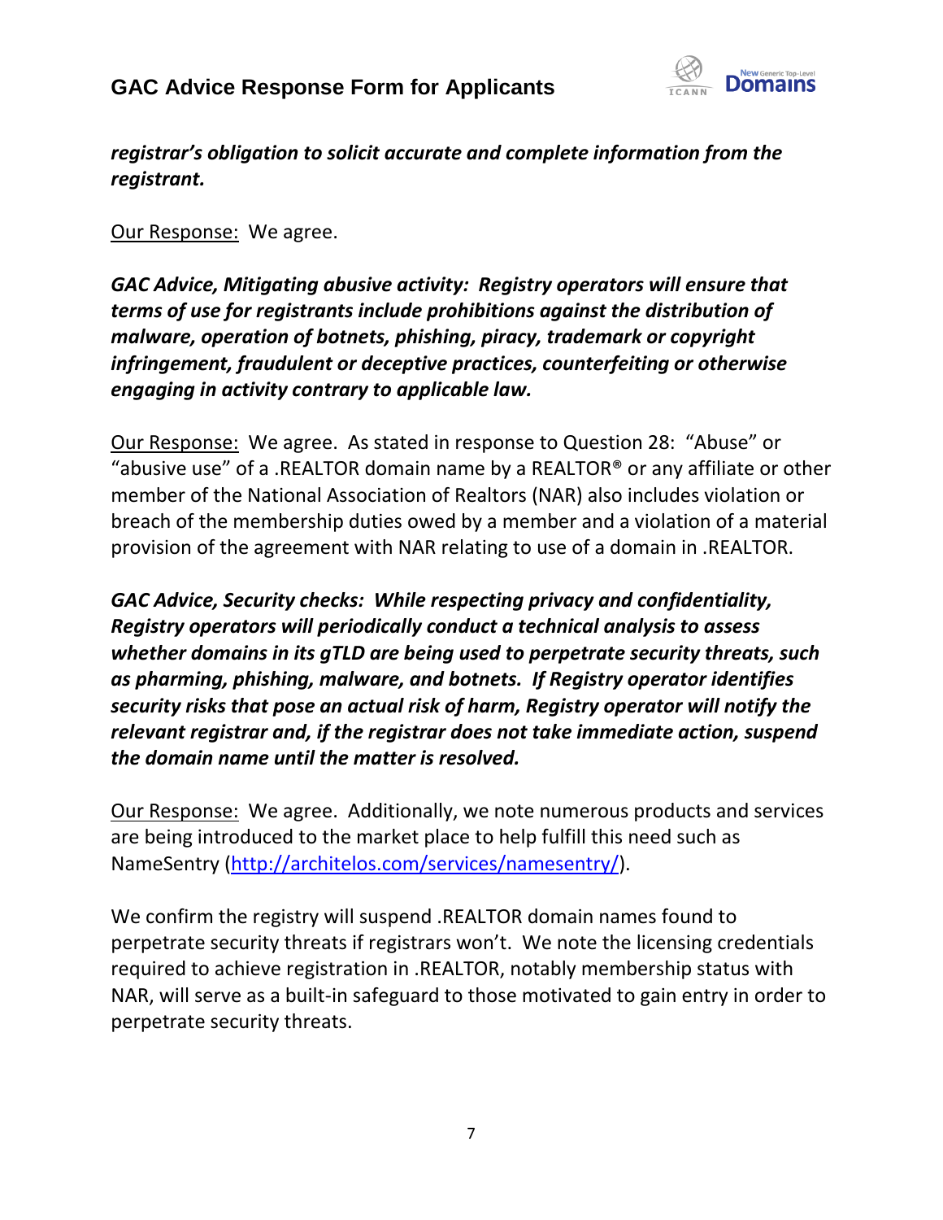***registrar's obligation to solicit accurate and complete information from the registrant.***

Our Response: We agree.

***GAC Advice, Mitigating abusive activity: Registry operators will ensure that terms of use for registrants include prohibitions against the distribution of malware, operation of botnets, phishing, piracy, trademark or copyright infringement, fraudulent or deceptive practices, counterfeiting or otherwise engaging in activity contrary to applicable law.***

Our Response: We agree. As stated in response to Question 28: "Abuse" or "abusive use" of a .REALTOR domain name by a REALTOR® or any affiliate or other member of the National Association of Realtors (NAR) also includes violation or breach of the membership duties owed by a member and a violation of a material provision of the agreement with NAR relating to use of a domain in .REALTOR.

***GAC Advice, Security checks: While respecting privacy and confidentiality, Registry operators will periodically conduct a technical analysis to assess whether domains in its gTLD are being used to perpetrate security threats, such as pharming, phishing, malware, and botnets. If Registry operator identifies security risks that pose an actual risk of harm, Registry operator will notify the relevant registrar and, if the registrar does not take immediate action, suspend the domain name until the matter is resolved.***

Our Response: We agree. Additionally, we note numerous products and services are being introduced to the market place to help fulfill this need such as NameSentry (http://architelos.com/services/namesentry/).

We confirm the registry will suspend .REALTOR domain names found to perpetrate security threats if registrars won't. We note the licensing credentials required to achieve registration in .REALTOR, notably membership status with NAR, will serve as a built-in safeguard to those motivated to gain entry in order to perpetrate security threats.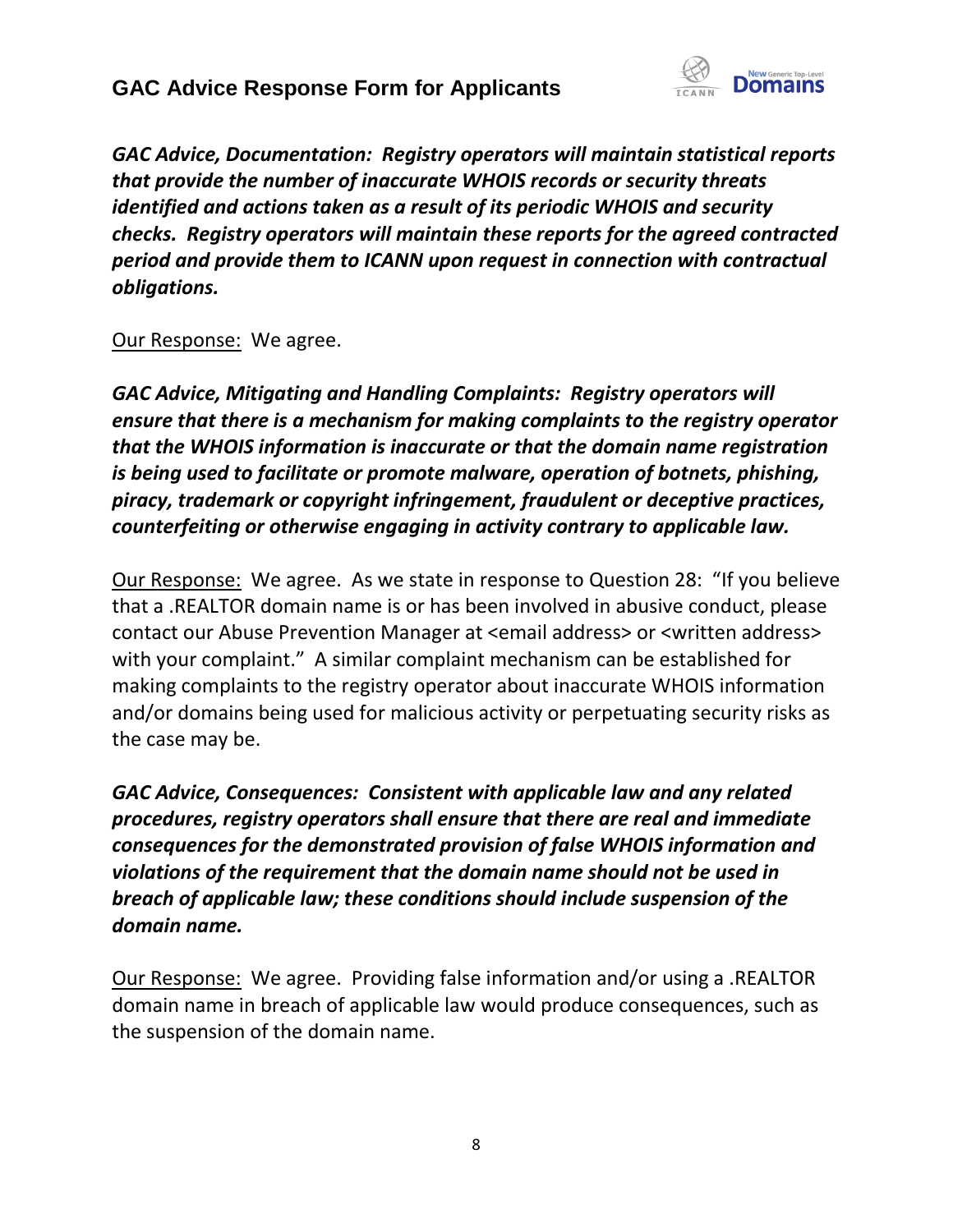***GAC Advice, Documentation: Registry operators will maintain statistical reports that provide the number of inaccurate WHOIS records or security threats identified and actions taken as a result of its periodic WHOIS and security checks. Registry operators will maintain these reports for the agreed contracted period and provide them to ICANN upon request in connection with contractual obligations.***

<u>Our Response:</u> We agree.

***GAC Advice, Mitigating and Handling Complaints: Registry operators will ensure that there is a mechanism for making complaints to the registry operator that the WHOIS information is inaccurate or that the domain name registration is being used to facilitate or promote malware, operation of botnets, phishing, piracy, trademark or copyright infringement, fraudulent or deceptive practices, counterfeiting or otherwise engaging in activity contrary to applicable law.***

<u>Our Response:</u> We agree. As we state in response to Question 28: "If you believe that a .REALTOR domain name is or has been involved in abusive conduct, please contact our Abuse Prevention Manager at <email address> or <written address> with your complaint." A similar complaint mechanism can be established for making complaints to the registry operator about inaccurate WHOIS information and/or domains being used for malicious activity or perpetuating security risks as the case may be.

***GAC Advice, Consequences: Consistent with applicable law and any related procedures, registry operators shall ensure that there are real and immediate consequences for the demonstrated provision of false WHOIS information and violations of the requirement that the domain name should not be used in breach of applicable law; these conditions should include suspension of the domain name.***

<u>Our Response:</u> We agree. Providing false information and/or using a .REALTOR domain name in breach of applicable law would produce consequences, such as the suspension of the domain name.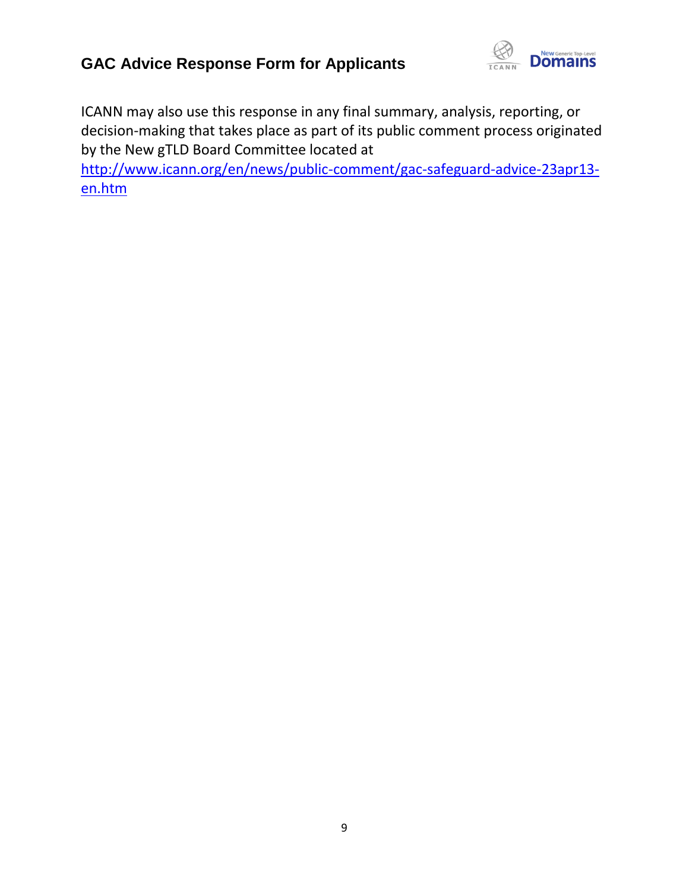ICANN may also use this response in any final summary, analysis, reporting, or decision-making that takes place as part of its public comment process originated by the New gTLD Board Committee located at [http://www.icann.org/en/news/public-comment/gac-safeguard-advice-23apr13-en.htm](http://www.icann.org/en/news/public-comment/gac-safeguard-advice-23apr13-en.htm)